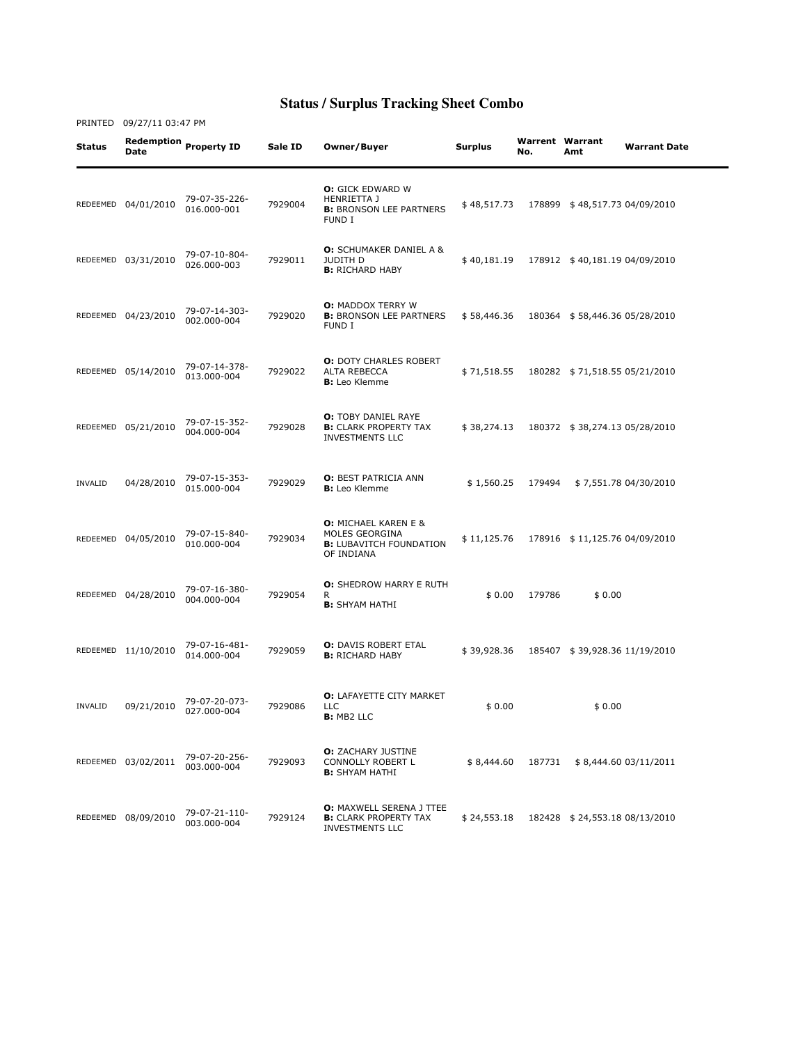# Status / Surplus Tracking Sheet Combo

PRINTED 09/27/11 03:47 PM

| Status | Redemption Date | Property ID | Sale ID | Owner/Buyer | Surplus | Warrent No. | Warrant Amt | Warrant Date |
|---|---|---|---|---|---|---|---|---|
| REDEEMED | 04/01/2010 | 79-07-35-226-016.000-001 | 7929004 | **O:** GICK EDWARD W HENRIETTA J **B:** BRONSON LEE PARTNERS FUND I | $ 48,517.73 | 178899 | $ 48,517.73 | 04/09/2010 |
| REDEEMED | 03/31/2010 | 79-07-10-804-026.000-003 | 7929011 | **O:** SCHUMAKER DANIEL A & JUDITH D **B:** RICHARD HABY | $ 40,181.19 | 178912 | $ 40,181.19 | 04/09/2010 |
| REDEEMED | 04/23/2010 | 79-07-14-303-002.000-004 | 7929020 | **O:** MADDOX TERRY W **B:** BRONSON LEE PARTNERS FUND I | $ 58,446.36 | 180364 | $ 58,446.36 | 05/28/2010 |
| REDEEMED | 05/14/2010 | 79-07-14-378-013.000-004 | 7929022 | **O:** DOTY CHARLES ROBERT ALTA REBECCA **B:** Leo Klemme | $ 71,518.55 | 180282 | $ 71,518.55 | 05/21/2010 |
| REDEEMED | 05/21/2010 | 79-07-15-352-004.000-004 | 7929028 | **O:** TOBY DANIEL RAYE **B:** CLARK PROPERTY TAX INVESTMENTS LLC | $ 38,274.13 | 180372 | $ 38,274.13 | 05/28/2010 |
| INVALID | 04/28/2010 | 79-07-15-353-015.000-004 | 7929029 | **O:** BEST PATRICIA ANN **B:** Leo Klemme | $ 1,560.25 | 179494 | $ 7,551.78 | 04/30/2010 |
| REDEEMED | 04/05/2010 | 79-07-15-840-010.000-004 | 7929034 | **O:** MICHAEL KAREN E & MOLES GEORGINA **B:** LUBAVITCH FOUNDATION OF INDIANA | $ 11,125.76 | 178916 | $ 11,125.76 | 04/09/2010 |
| REDEEMED | 04/28/2010 | 79-07-16-380-004.000-004 | 7929054 | **O:** SHEDROW HARRY E RUTH R **B:** SHYAM HATHI | $ 0.00 | 179786 | $ 0.00 | |
| REDEEMED | 11/10/2010 | 79-07-16-481-014.000-004 | 7929059 | **O:** DAVIS ROBERT ETAL **B:** RICHARD HABY | $ 39,928.36 | 185407 | $ 39,928.36 | 11/19/2010 |
| INVALID | 09/21/2010 | 79-07-20-073-027.000-004 | 7929086 | **O:** LAFAYETTE CITY MARKET LLC **B:** MB2 LLC | $ 0.00 | | $ 0.00 | |
| REDEEMED | 03/02/2011 | 79-07-20-256-003.000-004 | 7929093 | **O:** ZACHARY JUSTINE CONNOLLY ROBERT L **B:** SHYAM HATHI | $ 8,444.60 | 187731 | $ 8,444.60 | 03/11/2011 |
| REDEEMED | 08/09/2010 | 79-07-21-110-003.000-004 | 7929124 | **O:** MAXWELL SERENA J TTEE **B:** CLARK PROPERTY TAX INVESTMENTS LLC | $ 24,553.18 | 182428 | $ 24,553.18 | 08/13/2010 |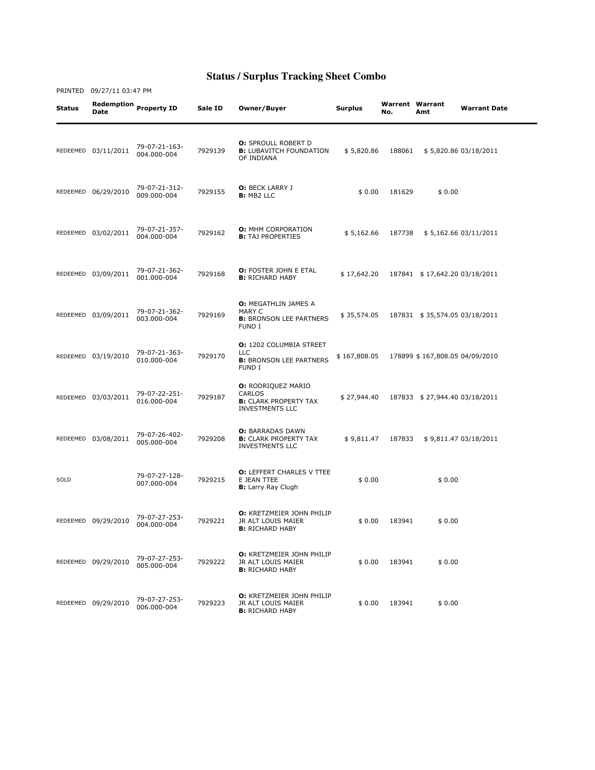# Status / Surplus Tracking Sheet Combo

PRINTED 09/27/11 03:47 PM

| Status | Redemption Date | Property ID | Sale ID | Owner/Buyer | Surplus | Warrent No. | Warrant Amt | Warrant Date |
|---|---|---|---|---|---|---|---|---|
| REDEEMED | 03/11/2011 | 79-07-21-163-004.000-004 | 7929139 | **O:** SPROULL ROBERT D **B:** LUBAVITCH FOUNDATION OF INDIANA | $ 5,820.86 | 188061 | $ 5,820.86 | 03/18/2011 |
| REDEEMED | 06/29/2010 | 79-07-21-312-009.000-004 | 7929155 | **O:** BECK LARRY J **B:** MB2 LLC | $ 0.00 | 181629 | $ 0.00 | |
| REDEEMED | 03/02/2011 | 79-07-21-357-004.000-004 | 7929162 | **O:** MHM CORPORATION **B:** TAJ PROPERTIES | $ 5,162.66 | 187738 | $ 5,162.66 | 03/11/2011 |
| REDEEMED | 03/09/2011 | 79-07-21-362-001.000-004 | 7929168 | **O:** FOSTER JOHN E ETAL **B:** RICHARD HABY | $ 17,642.20 | 187841 | $ 17,642.20 | 03/18/2011 |
| REDEEMED | 03/09/2011 | 79-07-21-362-003.000-004 | 7929169 | **O:** MEGATHLIN JAMES A MARY C **B:** BRONSON LEE PARTNERS FUND I | $ 35,574.05 | 187831 | $ 35,574.05 | 03/18/2011 |
| REDEEMED | 03/19/2010 | 79-07-21-363-010.000-004 | 7929170 | **O:** 1202 COLUMBIA STREET LLC **B:** BRONSON LEE PARTNERS FUND I | $ 167,808.05 | 178899 | $ 167,808.05 | 04/09/2010 |
| REDEEMED | 03/03/2011 | 79-07-22-251-016.000-004 | 7929187 | **O:** RODRIQUEZ MARIO CARLOS **B:** CLARK PROPERTY TAX INVESTMENTS LLC | $ 27,944.40 | 187833 | $ 27,944.40 | 03/18/2011 |
| REDEEMED | 03/08/2011 | 79-07-26-402-005.000-004 | 7929208 | **O:** BARRADAS DAWN **B:** CLARK PROPERTY TAX INVESTMENTS LLC | $ 9,811.47 | 187833 | $ 9,811.47 | 03/18/2011 |
| SOLD | | 79-07-27-128-007.000-004 | 7929215 | **O:** LEFFERT CHARLES V TTEE E JEAN TTEE **B:** Larry Ray Clugh | $ 0.00 | | $ 0.00 | |
| REDEEMED | 09/29/2010 | 79-07-27-253-004.000-004 | 7929221 | **O:** KRETZMEIER JOHN PHILIP JR ALT LOUIS MAIER **B:** RICHARD HABY | $ 0.00 | 183941 | $ 0.00 | |
| REDEEMED | 09/29/2010 | 79-07-27-253-005.000-004 | 7929222 | **O:** KRETZMEIER JOHN PHILIP JR ALT LOUIS MAIER **B:** RICHARD HABY | $ 0.00 | 183941 | $ 0.00 | |
| REDEEMED | 09/29/2010 | 79-07-27-253-006.000-004 | 7929223 | **O:** KRETZMEIER JOHN PHILIP JR ALT LOUIS MAIER **B:** RICHARD HABY | $ 0.00 | 183941 | $ 0.00 | |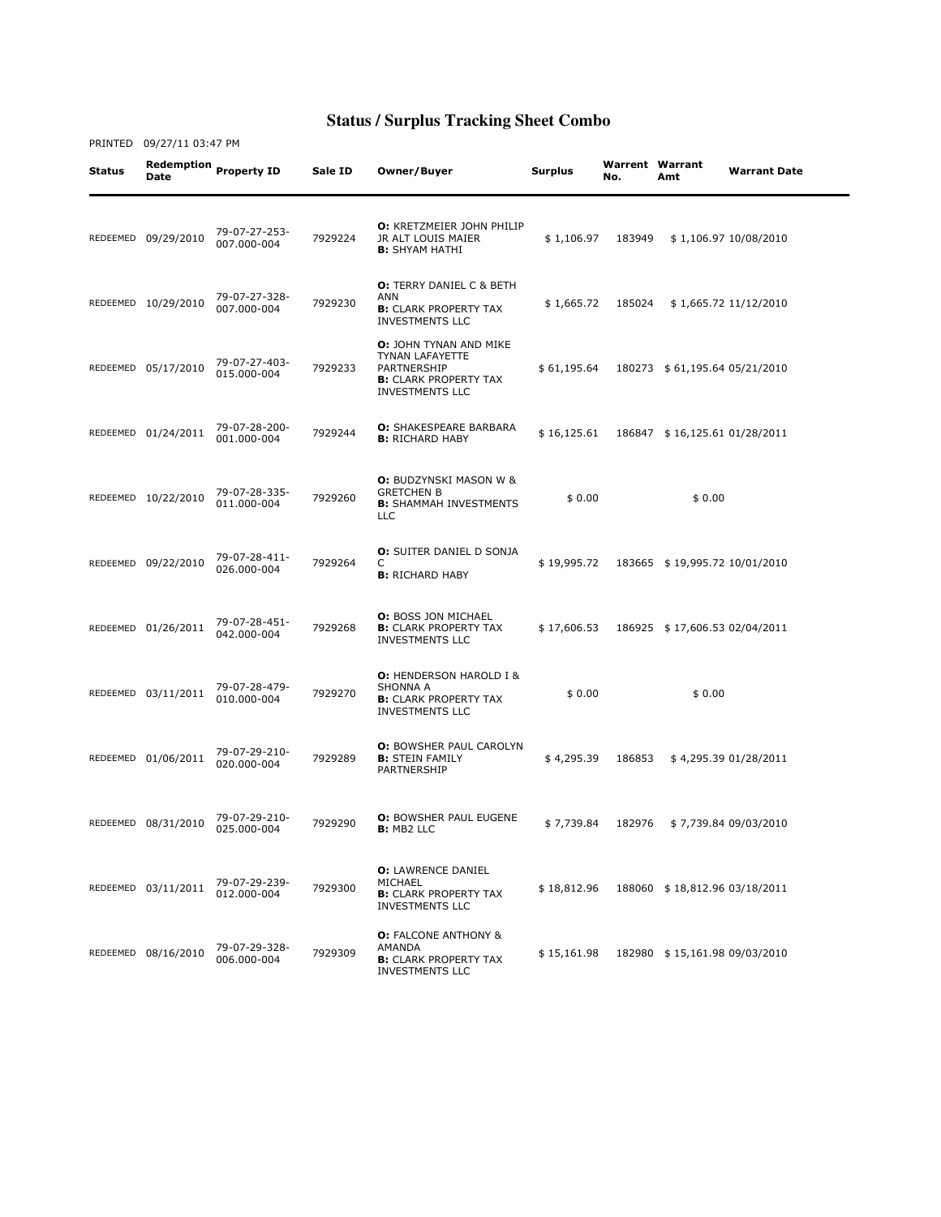# Status / Surplus Tracking Sheet Combo

PRINTED 09/27/11 03:47 PM

| Status | Redemption Date | Property ID | Sale ID | Owner/Buyer | Surplus | Warrent No. | Warrant Amt | Warrant Date |
|---|---|---|---|---|---|---|---|---|
| REDEEMED | 09/29/2010 | 79-07-27-253-007.000-004 | 7929224 | **O:** KRETZMEIER JOHN PHILIP JR ALT LOUIS MAIER **B:** SHYAM HATHI | $ 1,106.97 | 183949 | $ 1,106.97 | 10/08/2010 |
| REDEEMED | 10/29/2010 | 79-07-27-328-007.000-004 | 7929230 | **O:** TERRY DANIEL C & BETH ANN **B:** CLARK PROPERTY TAX INVESTMENTS LLC | $ 1,665.72 | 185024 | $ 1,665.72 | 11/12/2010 |
| REDEEMED | 05/17/2010 | 79-07-27-403-015.000-004 | 7929233 | **O:** JOHN TYNAN AND MIKE TYNAN LAFAYETTE PARTNERSHIP **B:** CLARK PROPERTY TAX INVESTMENTS LLC | $ 61,195.64 | 180273 | $ 61,195.64 | 05/21/2010 |
| REDEEMED | 01/24/2011 | 79-07-28-200-001.000-004 | 7929244 | **O:** SHAKESPEARE BARBARA **B:** RICHARD HABY | $ 16,125.61 | 186847 | $ 16,125.61 | 01/28/2011 |
| REDEEMED | 10/22/2010 | 79-07-28-335-011.000-004 | 7929260 | **O:** BUDZYNSKI MASON W & GRETCHEN B **B:** SHAMMAH INVESTMENTS LLC | $ 0.00 | | $ 0.00 | |
| REDEEMED | 09/22/2010 | 79-07-28-411-026.000-004 | 7929264 | **O:** SUITER DANIEL D SONJA C **B:** RICHARD HABY | $ 19,995.72 | 183665 | $ 19,995.72 | 10/01/2010 |
| REDEEMED | 01/26/2011 | 79-07-28-451-042.000-004 | 7929268 | **O:** BOSS JON MICHAEL **B:** CLARK PROPERTY TAX INVESTMENTS LLC | $ 17,606.53 | 186925 | $ 17,606.53 | 02/04/2011 |
| REDEEMED | 03/11/2011 | 79-07-28-479-010.000-004 | 7929270 | **O:** HENDERSON HAROLD I & SHONNA A **B:** CLARK PROPERTY TAX INVESTMENTS LLC | $ 0.00 | | $ 0.00 | |
| REDEEMED | 01/06/2011 | 79-07-29-210-020.000-004 | 7929289 | **O:** BOWSHER PAUL CAROLYN **B:** STEIN FAMILY PARTNERSHIP | $ 4,295.39 | 186853 | $ 4,295.39 | 01/28/2011 |
| REDEEMED | 08/31/2010 | 79-07-29-210-025.000-004 | 7929290 | **O:** BOWSHER PAUL EUGENE **B:** MB2 LLC | $ 7,739.84 | 182976 | $ 7,739.84 | 09/03/2010 |
| REDEEMED | 03/11/2011 | 79-07-29-239-012.000-004 | 7929300 | **O:** LAWRENCE DANIEL MICHAEL **B:** CLARK PROPERTY TAX INVESTMENTS LLC | $ 18,812.96 | 188060 | $ 18,812.96 | 03/18/2011 |
| REDEEMED | 08/16/2010 | 79-07-29-328-006.000-004 | 7929309 | **O:** FALCONE ANTHONY & AMANDA **B:** CLARK PROPERTY TAX INVESTMENTS LLC | $ 15,161.98 | 182980 | $ 15,161.98 | 09/03/2010 |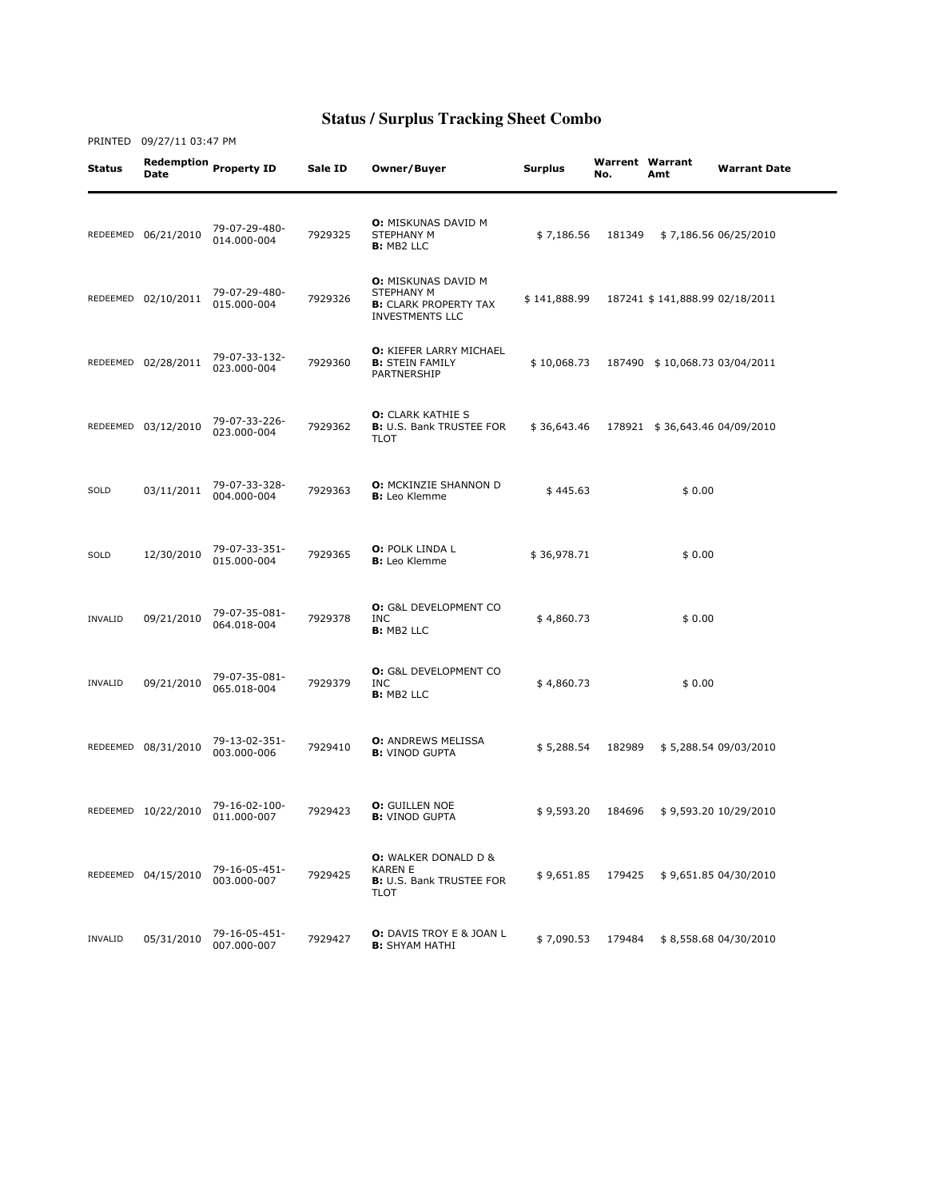# Status / Surplus Tracking Sheet Combo

PRINTED 09/27/11 03:47 PM

| Status | Redemption Date | Property ID | Sale ID | Owner/Buyer | Surplus | Warrent No. | Warrant Amt | Warrant Date |
|---|---|---|---|---|---|---|---|---|
| REDEEMED | 06/21/2010 | 79-07-29-480-014.000-004 | 7929325 | **O:** MISKUNAS DAVID M STEPHANY M **B:** MB2 LLC | $ 7,186.56 | 181349 | $ 7,186.56 | 06/25/2010 |
| REDEEMED | 02/10/2011 | 79-07-29-480-015.000-004 | 7929326 | **O:** MISKUNAS DAVID M STEPHANY M **B:** CLARK PROPERTY TAX INVESTMENTS LLC | $ 141,888.99 | 187241 | $ 141,888.99 | 02/18/2011 |
| REDEEMED | 02/28/2011 | 79-07-33-132-023.000-004 | 7929360 | **O:** KIEFER LARRY MICHAEL **B:** STEIN FAMILY PARTNERSHIP | $ 10,068.73 | 187490 | $ 10,068.73 | 03/04/2011 |
| REDEEMED | 03/12/2010 | 79-07-33-226-023.000-004 | 7929362 | **O:** CLARK KATHIE S **B:** U.S. Bank TRUSTEE FOR TLOT | $ 36,643.46 | 178921 | $ 36,643.46 | 04/09/2010 |
| SOLD | 03/11/2011 | 79-07-33-328-004.000-004 | 7929363 | **O:** MCKINZIE SHANNON D **B:** Leo Klemme | $ 445.63 | | $ 0.00 | |
| SOLD | 12/30/2010 | 79-07-33-351-015.000-004 | 7929365 | **O:** POLK LINDA L **B:** Leo Klemme | $ 36,978.71 | | $ 0.00 | |
| INVALID | 09/21/2010 | 79-07-35-081-064.018-004 | 7929378 | **O:** G&L DEVELOPMENT CO INC **B:** MB2 LLC | $ 4,860.73 | | $ 0.00 | |
| INVALID | 09/21/2010 | 79-07-35-081-065.018-004 | 7929379 | **O:** G&L DEVELOPMENT CO INC **B:** MB2 LLC | $ 4,860.73 | | $ 0.00 | |
| REDEEMED | 08/31/2010 | 79-13-02-351-003.000-006 | 7929410 | **O:** ANDREWS MELISSA **B:** VINOD GUPTA | $ 5,288.54 | 182989 | $ 5,288.54 | 09/03/2010 |
| REDEEMED | 10/22/2010 | 79-16-02-100-011.000-007 | 7929423 | **O:** GUILLEN NOE **B:** VINOD GUPTA | $ 9,593.20 | 184696 | $ 9,593.20 | 10/29/2010 |
| REDEEMED | 04/15/2010 | 79-16-05-451-003.000-007 | 7929425 | **O:** WALKER DONALD D & KAREN E **B:** U.S. Bank TRUSTEE FOR TLOT | $ 9,651.85 | 179425 | $ 9,651.85 | 04/30/2010 |
| INVALID | 05/31/2010 | 79-16-05-451-007.000-007 | 7929427 | **O:** DAVIS TROY E & JOAN L **B:** SHYAM HATHI | $ 7,090.53 | 179484 | $ 8,558.68 | 04/30/2010 |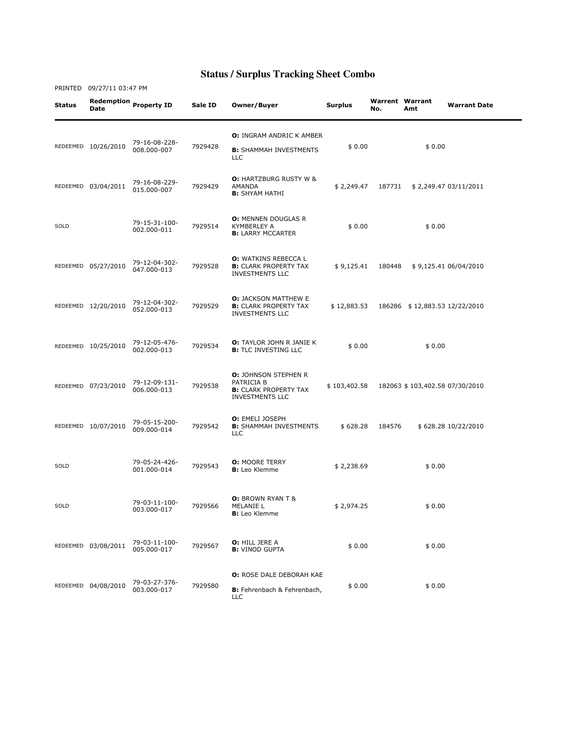# Status / Surplus Tracking Sheet Combo

PRINTED 09/27/11 03:47 PM

| Status | Redemption Date | Property ID | Sale ID | Owner/Buyer | Surplus | Warrent No. | Warrant Amt | Warrant Date |
|---|---|---|---|---|---|---|---|---|
| REDEEMED | 10/26/2010 | 79-16-08-228-008.000-007 | 7929428 | **O:** INGRAM ANDRIC K AMBER **B:** SHAMMAH INVESTMENTS LLC | $ 0.00 | | $ 0.00 | |
| REDEEMED | 03/04/2011 | 79-16-08-229-015.000-007 | 7929429 | **O:** HARTZBURG RUSTY W & AMANDA **B:** SHYAM HATHI | $ 2,249.47 | 187731 | $ 2,249.47 | 03/11/2011 |
| SOLD | | 79-15-31-100-002.000-011 | 7929514 | **O:** MENNEN DOUGLAS R KYMBERLEY A **B:** LARRY MCCARTER | $ 0.00 | | $ 0.00 | |
| REDEEMED | 05/27/2010 | 79-12-04-302-047.000-013 | 7929528 | **O:** WATKINS REBECCA L **B:** CLARK PROPERTY TAX INVESTMENTS LLC | $ 9,125.41 | 180448 | $ 9,125.41 | 06/04/2010 |
| REDEEMED | 12/20/2010 | 79-12-04-302-052.000-013 | 7929529 | **O:** JACKSON MATTHEW E **B:** CLARK PROPERTY TAX INVESTMENTS LLC | $ 12,883.53 | 186286 | $ 12,883.53 | 12/22/2010 |
| REDEEMED | 10/25/2010 | 79-12-05-476-002.000-013 | 7929534 | **O:** TAYLOR JOHN R JANIE K **B:** TLC INVESTING LLC | $ 0.00 | | $ 0.00 | |
| REDEEMED | 07/23/2010 | 79-12-09-131-006.000-013 | 7929538 | **O:** JOHNSON STEPHEN R PATRICIA B **B:** CLARK PROPERTY TAX INVESTMENTS LLC | $ 103,402.58 | 182063 | $ 103,402.58 | 07/30/2010 |
| REDEEMED | 10/07/2010 | 79-05-15-200-009.000-014 | 7929542 | **O:** EMELI JOSEPH **B:** SHAMMAH INVESTMENTS LLC | $ 628.28 | 184576 | $ 628.28 | 10/22/2010 |
| SOLD | | 79-05-24-426-001.000-014 | 7929543 | **O:** MOORE TERRY **B:** Leo Klemme | $ 2,238.69 | | $ 0.00 | |
| SOLD | | 79-03-11-100-003.000-017 | 7929566 | **O:** BROWN RYAN T & MELANIE L **B:** Leo Klemme | $ 2,974.25 | | $ 0.00 | |
| REDEEMED | 03/08/2011 | 79-03-11-100-005.000-017 | 7929567 | **O:** HILL JERE A **B:** VINOD GUPTA | $ 0.00 | | $ 0.00 | |
| REDEEMED | 04/08/2010 | 79-03-27-376-003.000-017 | 7929580 | **O:** ROSE DALE DEBORAH KAE **B:** Fehrenbach & Fehrenbach, LLC | $ 0.00 | | $ 0.00 | |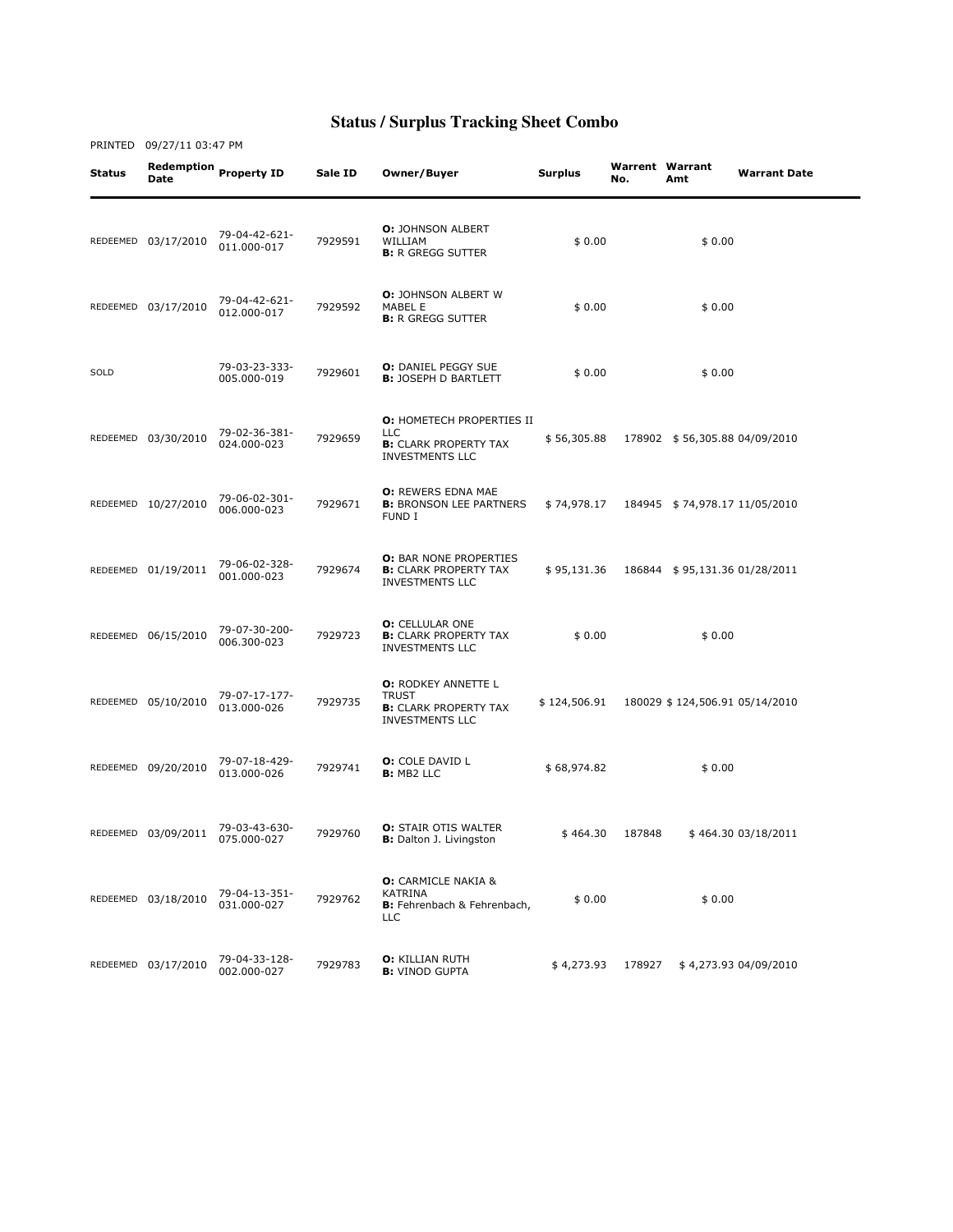# Status / Surplus Tracking Sheet Combo

PRINTED 09/27/11 03:47 PM

| Status | Redemption Date | Property ID | Sale ID | Owner/Buyer | Surplus | Warrent No. | Warrant Amt | Warrant Date |
|---|---|---|---|---|---|---|---|---|
| REDEEMED | 03/17/2010 | 79-04-42-621-011.000-017 | 7929591 | **O:** JOHNSON ALBERT WILLIAM **B:** R GREGG SUTTER | $ 0.00 | | $ 0.00 | |
| REDEEMED | 03/17/2010 | 79-04-42-621-012.000-017 | 7929592 | **O:** JOHNSON ALBERT W MABEL E **B:** R GREGG SUTTER | $ 0.00 | | $ 0.00 | |
| SOLD | | 79-03-23-333-005.000-019 | 7929601 | **O:** DANIEL PEGGY SUE **B:** JOSEPH D BARTLETT | $ 0.00 | | $ 0.00 | |
| REDEEMED | 03/30/2010 | 79-02-36-381-024.000-023 | 7929659 | **O:** HOMETECH PROPERTIES II LLC **B:** CLARK PROPERTY TAX INVESTMENTS LLC | $ 56,305.88 | 178902 | $ 56,305.88 | 04/09/2010 |
| REDEEMED | 10/27/2010 | 79-06-02-301-006.000-023 | 7929671 | **O:** REWERS EDNA MAE **B:** BRONSON LEE PARTNERS FUND I | $ 74,978.17 | 184945 | $ 74,978.17 | 11/05/2010 |
| REDEEMED | 01/19/2011 | 79-06-02-328-001.000-023 | 7929674 | **O:** BAR NONE PROPERTIES **B:** CLARK PROPERTY TAX INVESTMENTS LLC | $ 95,131.36 | 186844 | $ 95,131.36 | 01/28/2011 |
| REDEEMED | 06/15/2010 | 79-07-30-200-006.300-023 | 7929723 | **O:** CELLULAR ONE **B:** CLARK PROPERTY TAX INVESTMENTS LLC | $ 0.00 | | $ 0.00 | |
| REDEEMED | 05/10/2010 | 79-07-17-177-013.000-026 | 7929735 | **O:** RODKEY ANNETTE L TRUST **B:** CLARK PROPERTY TAX INVESTMENTS LLC | $ 124,506.91 | 180029 | $ 124,506.91 | 05/14/2010 |
| REDEEMED | 09/20/2010 | 79-07-18-429-013.000-026 | 7929741 | **O:** COLE DAVID L **B:** MB2 LLC | $ 68,974.82 | | $ 0.00 | |
| REDEEMED | 03/09/2011 | 79-03-43-630-075.000-027 | 7929760 | **O:** STAIR OTIS WALTER **B:** Dalton J. Livingston | $ 464.30 | 187848 | $ 464.30 | 03/18/2011 |
| REDEEMED | 03/18/2010 | 79-04-13-351-031.000-027 | 7929762 | **O:** CARMICLE NAKIA & KATRINA **B:** Fehrenbach & Fehrenbach, LLC | $ 0.00 | | $ 0.00 | |
| REDEEMED | 03/17/2010 | 79-04-33-128-002.000-027 | 7929783 | **O:** KILLIAN RUTH **B:** VINOD GUPTA | $ 4,273.93 | 178927 | $ 4,273.93 | 04/09/2010 |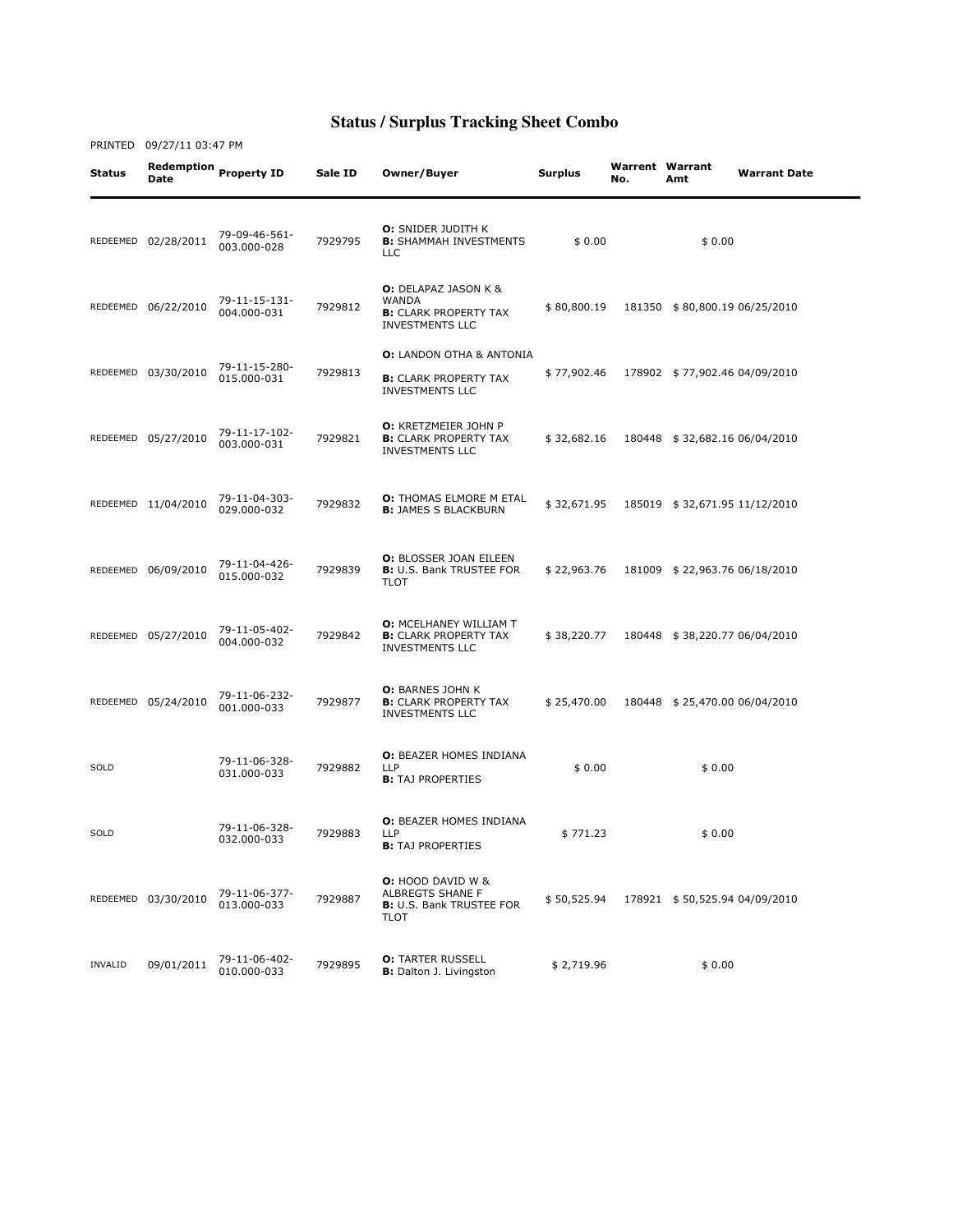# Status / Surplus Tracking Sheet Combo

PRINTED 09/27/11 03:47 PM

| Status | Redemption Date | Property ID | Sale ID | Owner/Buyer | Surplus | Warrent No. | Warrant Amt | Warrant Date |
|---|---|---|---|---|---|---|---|---|
| REDEEMED | 02/28/2011 | 79-09-46-561-003.000-028 | 7929795 | **O:** SNIDER JUDITH K **B:** SHAMMAH INVESTMENTS LLC | $ 0.00 | | $ 0.00 | |
| REDEEMED | 06/22/2010 | 79-11-15-131-004.000-031 | 7929812 | **O:** DELAPAZ JASON K & WANDA **B:** CLARK PROPERTY TAX INVESTMENTS LLC | $ 80,800.19 | 181350 | $ 80,800.19 | 06/25/2010 |
| REDEEMED | 03/30/2010 | 79-11-15-280-015.000-031 | 7929813 | **O:** LANDON OTHA & ANTONIA **B:** CLARK PROPERTY TAX INVESTMENTS LLC | $ 77,902.46 | 178902 | $ 77,902.46 | 04/09/2010 |
| REDEEMED | 05/27/2010 | 79-11-17-102-003.000-031 | 7929821 | **O:** KRETZMEIER JOHN P **B:** CLARK PROPERTY TAX INVESTMENTS LLC | $ 32,682.16 | 180448 | $ 32,682.16 | 06/04/2010 |
| REDEEMED | 11/04/2010 | 79-11-04-303-029.000-032 | 7929832 | **O:** THOMAS ELMORE M ETAL **B:** JAMES S BLACKBURN | $ 32,671.95 | 185019 | $ 32,671.95 | 11/12/2010 |
| REDEEMED | 06/09/2010 | 79-11-04-426-015.000-032 | 7929839 | **O:** BLOSSER JOAN EILEEN **B:** U.S. Bank TRUSTEE FOR TLOT | $ 22,963.76 | 181009 | $ 22,963.76 | 06/18/2010 |
| REDEEMED | 05/27/2010 | 79-11-05-402-004.000-032 | 7929842 | **O:** MCELHANEY WILLIAM T **B:** CLARK PROPERTY TAX INVESTMENTS LLC | $ 38,220.77 | 180448 | $ 38,220.77 | 06/04/2010 |
| REDEEMED | 05/24/2010 | 79-11-06-232-001.000-033 | 7929877 | **O:** BARNES JOHN K **B:** CLARK PROPERTY TAX INVESTMENTS LLC | $ 25,470.00 | 180448 | $ 25,470.00 | 06/04/2010 |
| SOLD | | 79-11-06-328-031.000-033 | 7929882 | **O:** BEAZER HOMES INDIANA LLP **B:** TAJ PROPERTIES | $ 0.00 | | $ 0.00 | |
| SOLD | | 79-11-06-328-032.000-033 | 7929883 | **O:** BEAZER HOMES INDIANA LLP **B:** TAJ PROPERTIES | $ 771.23 | | $ 0.00 | |
| REDEEMED | 03/30/2010 | 79-11-06-377-013.000-033 | 7929887 | **O:** HOOD DAVID W & ALBREGTS SHANE F **B:** U.S. Bank TRUSTEE FOR TLOT | $ 50,525.94 | 178921 | $ 50,525.94 | 04/09/2010 |
| INVALID | 09/01/2011 | 79-11-06-402-010.000-033 | 7929895 | **O:** TARTER RUSSELL **B:** Dalton J. Livingston | $ 2,719.96 | | $ 0.00 | |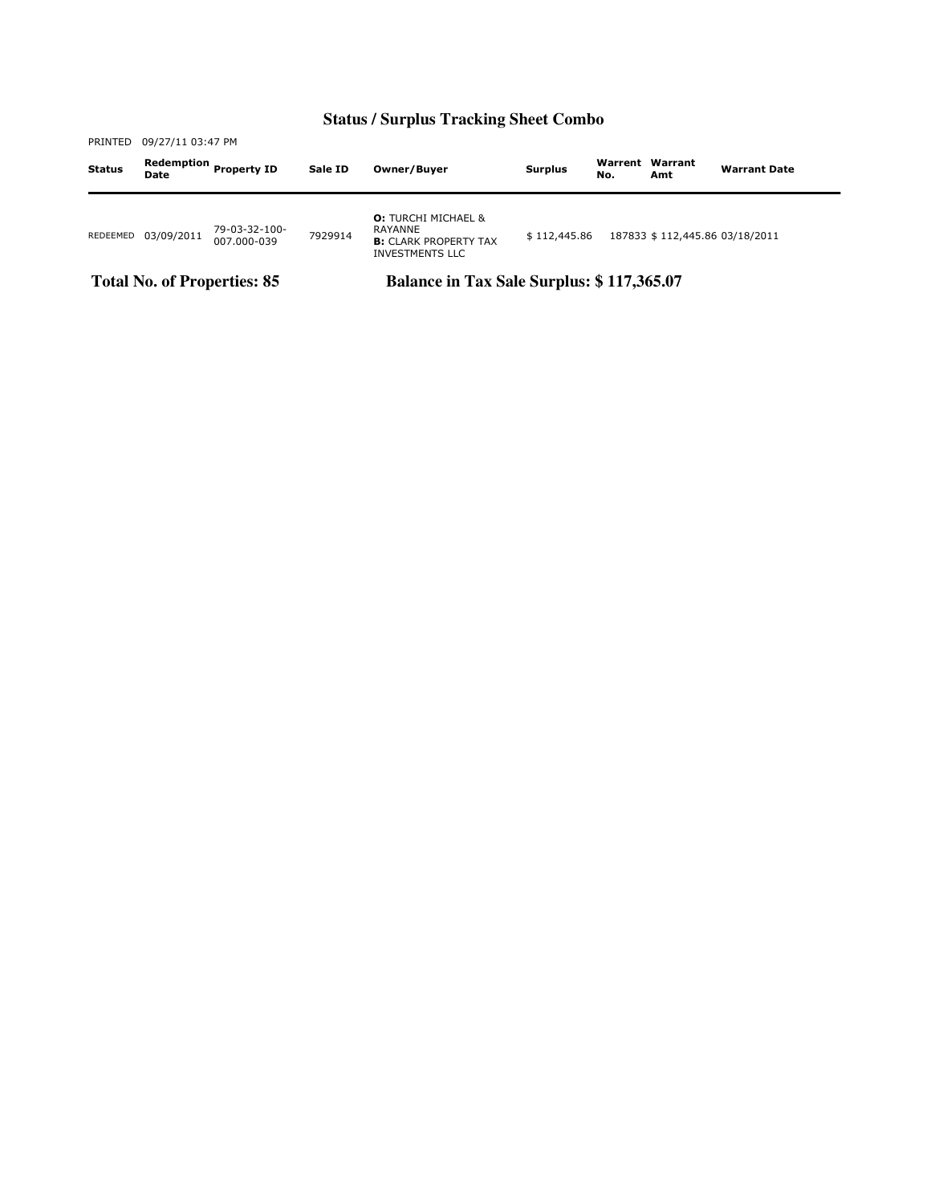# Status / Surplus Tracking Sheet Combo

PRINTED 09/27/11 03:47 PM

| Status | Redemption Date | Property ID | Sale ID | Owner/Buyer | Surplus | Warrent No. | Warrant Amt | Warrant Date |
|---|---|---|---|---|---|---|---|---|
| REDEEMED | 03/09/2011 | 79-03-32-100-007.000-039 | 7929914 | **O:** TURCHI MICHAEL & RAYANNE **B:** CLARK PROPERTY TAX INVESTMENTS LLC | $ 112,445.86 | 187833 | $ 112,445.86 | 03/18/2011 |

**Total No. of Properties: 85**

**Balance in Tax Sale Surplus: $ 117,365.07**